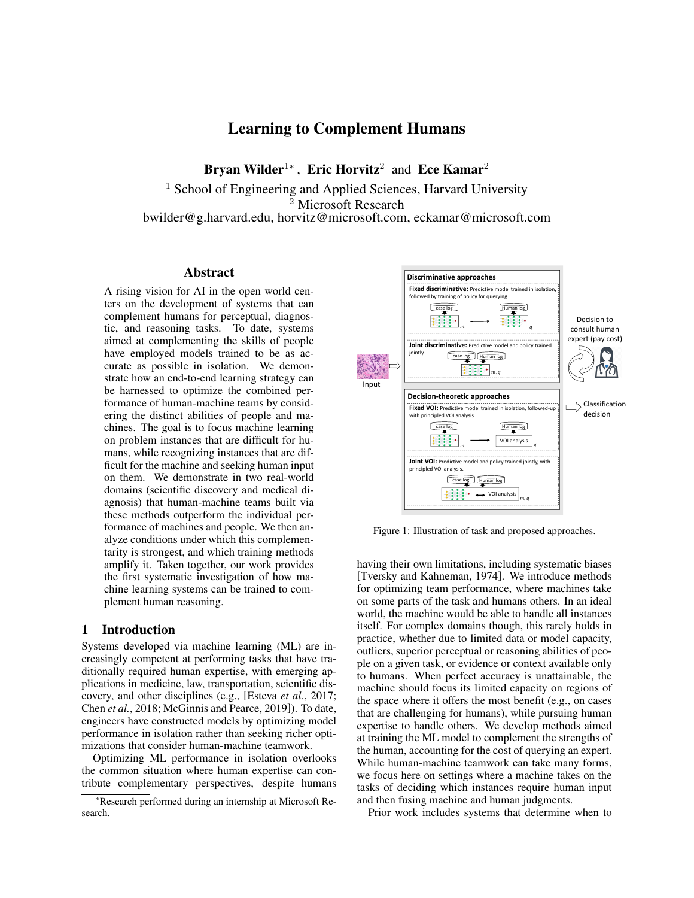# Learning to Complement Humans

**Bryan Wilder**[1*], **Eric Horvitz**[2] and **Ece Kamar**[2]

[1] School of Engineering and Applied Sciences, Harvard University
[2] Microsoft Research
bwilder@g.harvard.edu, horvitz@microsoft.com, eckamar@microsoft.com

## Abstract

A rising vision for AI in the open world centers on the development of systems that can complement humans for perceptual, diagnostic, and reasoning tasks. To date, systems aimed at complementing the skills of people have employed models trained to be as accurate as possible in isolation. We demonstrate how an end-to-end learning strategy can be harnessed to optimize the combined performance of human-machine teams by considering the distinct abilities of people and machines. The goal is to focus machine learning on problem instances that are difficult for humans, while recognizing instances that are difficult for the machine and seeking human input on them. We demonstrate in two real-world domains (scientific discovery and medical diagnosis) that human-machine teams built via these methods outperform the individual performance of machines and people. We then analyze conditions under which this complementarity is strongest, and which training methods amplify it. Taken together, our work provides the first systematic investigation of how machine learning systems can be trained to complement human reasoning.

## 1 Introduction

Systems developed via machine learning (ML) are increasingly competent at performing tasks that have traditionally required human expertise, with emerging applications in medicine, law, transportation, scientific discovery, and other disciplines (e.g., [Esteva *et al.*, 2017; Chen *et al.*, 2018; McGinnis and Pearce, 2019]). To date, engineers have constructed models by optimizing model performance in isolation rather than seeking richer optimizations that consider human-machine teamwork.

Optimizing ML performance in isolation overlooks the common situation where human expertise can contribute complementary perspectives, despite humans having their own limitations, including systematic biases [Tversky and Kahneman, 1974]. We introduce methods for optimizing team performance, where machines take on some parts of the task and humans others. In an ideal world, the machine would be able to handle all instances itself. For complex domains though, this rarely holds in practice, whether due to limited data or model capacity, outliers, superior perceptual or reasoning abilities of people on a given task, or evidence or context available only to humans. When perfect accuracy is unattainable, the machine should focus its limited capacity on regions of the space where it offers the most benefit (e.g., on cases that are challenging for humans), while pursuing human expertise to handle others. We develop methods aimed at training the ML model to complement the strengths of the human, accounting for the cost of querying an expert. While human-machine teamwork can take many forms, we focus here on settings where a machine takes on the tasks of deciding which instances require human input and then fusing machine and human judgments.

Prior work includes systems that determine when to

Figure 1: Illustration of task and proposed approaches.

[*] Research performed during an internship at Microsoft Research.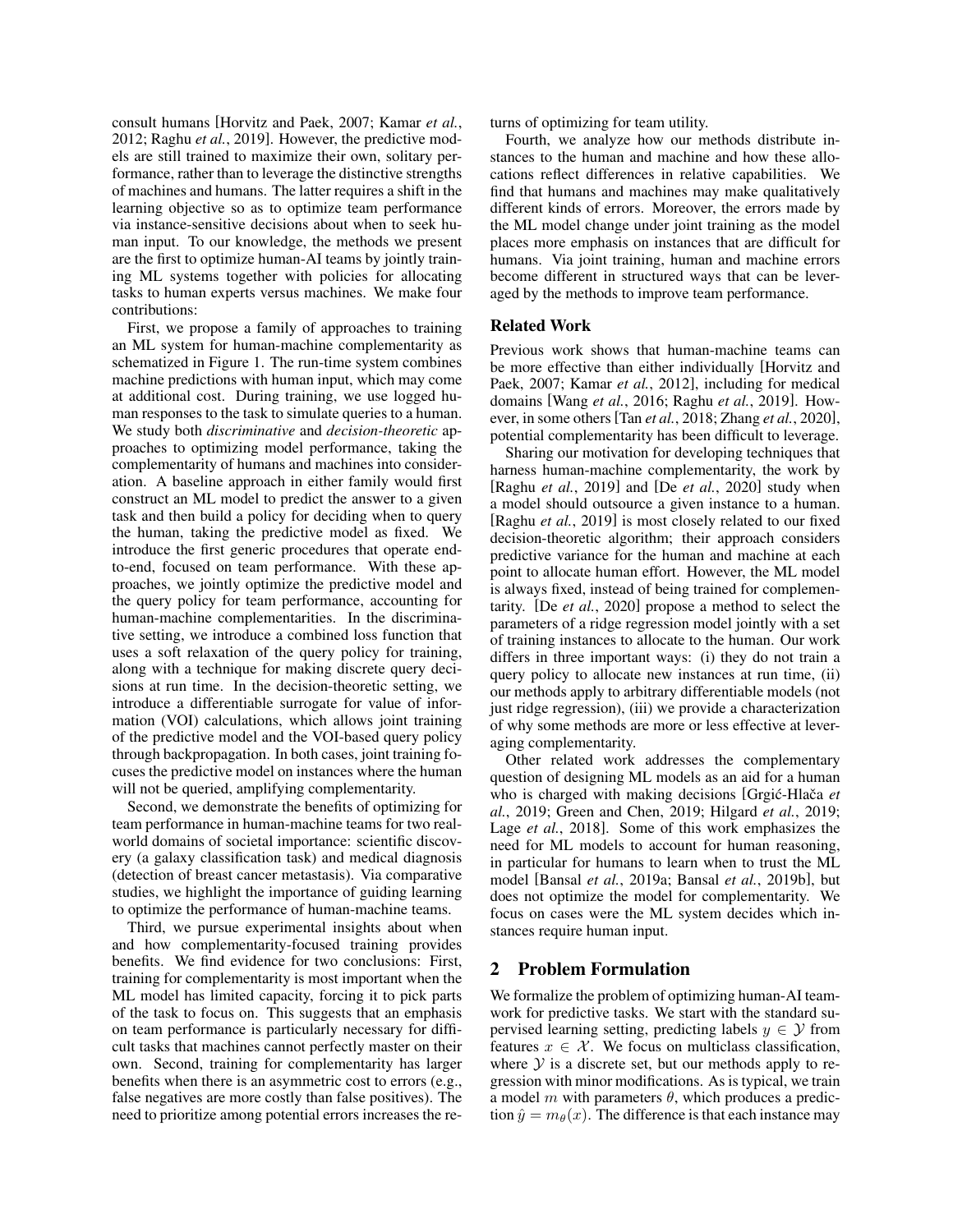consult humans [Horvitz and Paek, 2007; Kamar *et al.*, 2012; Raghu *et al.*, 2019]. However, the predictive models are still trained to maximize their own, solitary performance, rather than to leverage the distinctive strengths of machines and humans. The latter requires a shift in the learning objective so as to optimize team performance via instance-sensitive decisions about when to seek human input. To our knowledge, the methods we present are the first to optimize human-AI teams by jointly training ML systems together with policies for allocating tasks to human experts versus machines. We make four contributions:

First, we propose a family of approaches to training an ML system for human-machine complementarity as schematized in Figure 1. The run-time system combines machine predictions with human input, which may come at additional cost. During training, we use logged human responses to the task to simulate queries to a human. We study both *discriminative* and *decision-theoretic* approaches to optimizing model performance, taking the complementarity of humans and machines into consideration. A baseline approach in either family would first construct an ML model to predict the answer to a given task and then build a policy for deciding when to query the human, taking the predictive model as fixed. We introduce the first generic procedures that operate end-to-end, focused on team performance. With these approaches, we jointly optimize the predictive model and the query policy for team performance, accounting for human-machine complementarities. In the discriminative setting, we introduce a combined loss function that uses a soft relaxation of the query policy for training, along with a technique for making discrete query decisions at run time. In the decision-theoretic setting, we introduce a differentiable surrogate for value of information (VOI) calculations, which allows joint training of the predictive model and the VOI-based query policy through backpropagation. In both cases, joint training focuses the predictive model on instances where the human will not be queried, amplifying complementarity.

Second, we demonstrate the benefits of optimizing for team performance in human-machine teams for two real-world domains of societal importance: scientific discovery (a galaxy classification task) and medical diagnosis (detection of breast cancer metastasis). Via comparative studies, we highlight the importance of guiding learning to optimize the performance of human-machine teams.

Third, we pursue experimental insights about when and how complementarity-focused training provides benefits. We find evidence for two conclusions: First, training for complementarity is most important when the ML model has limited capacity, forcing it to pick parts of the task to focus on. This suggests that an emphasis on team performance is particularly necessary for difficult tasks that machines cannot perfectly master on their own. Second, training for complementarity has larger benefits when there is an asymmetric cost to errors (e.g., false negatives are more costly than false positives). The need to prioritize among potential errors increases the returns of optimizing for team utility.

Fourth, we analyze how our methods distribute instances to the human and machine and how these allocations reflect differences in relative capabilities. We find that humans and machines may make qualitatively different kinds of errors. Moreover, the errors made by the ML model change under joint training as the model places more emphasis on instances that are difficult for humans. Via joint training, human and machine errors become different in structured ways that can be leveraged by the methods to improve team performance.

### Related Work

Previous work shows that human-machine teams can be more effective than either individually [Horvitz and Paek, 2007; Kamar *et al.*, 2012], including for medical domains [Wang *et al.*, 2016; Raghu *et al.*, 2019]. However, in some others [Tan *et al.*, 2018; Zhang *et al.*, 2020], potential complementarity has been difficult to leverage.

Sharing our motivation for developing techniques that harness human-machine complementarity, the work by [Raghu *et al.*, 2019] and [De *et al.*, 2020] study when a model should outsource a given instance to a human. [Raghu *et al.*, 2019] is most closely related to our fixed decision-theoretic algorithm; their approach considers predictive variance for the human and machine at each point to allocate human effort. However, the ML model is always fixed, instead of being trained for complementarity. [De *et al.*, 2020] propose a method to select the parameters of a ridge regression model jointly with a set of training instances to allocate to the human. Our work differs in three important ways: (i) they do not train a query policy to allocate new instances at run time, (ii) our methods apply to arbitrary differentiable models (not just ridge regression), (iii) we provide a characterization of why some methods are more or less effective at leveraging complementarity.

Other related work addresses the complementary question of designing ML models as an aid for a human who is charged with making decisions [Grgić-Hlača *et al.*, 2019; Green and Chen, 2019; Hilgard *et al.*, 2019; Lage *et al.*, 2018]. Some of this work emphasizes the need for ML models to account for human reasoning, in particular for humans to learn when to trust the ML model [Bansal *et al.*, 2019a; Bansal *et al.*, 2019b], but does not optimize the model for complementarity. We focus on cases were the ML system decides which instances require human input.

## 2 Problem Formulation

We formalize the problem of optimizing human-AI teamwork for predictive tasks. We start with the standard supervised learning setting, predicting labels $y \in \mathcal{Y}$ from features $x \in \mathcal{X}$. We focus on multiclass classification, where $\mathcal{Y}$ is a discrete set, but our methods apply to regression with minor modifications. As is typical, we train a model $m$ with parameters $\theta$, which produces a prediction $\hat{y} = m_\theta(x)$. The difference is that each instance may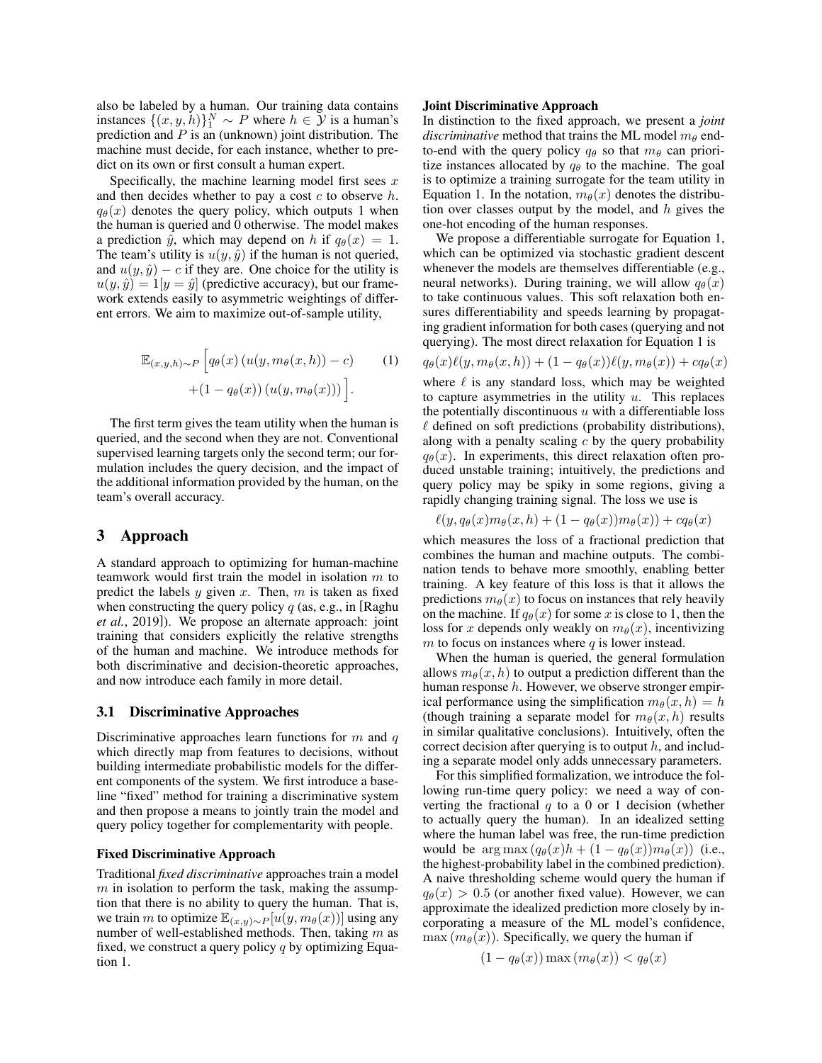also be labeled by a human. Our training data contains instances $\{(x, y, h)\}_1^N \sim P$ where $h \in \mathcal{Y}$ is a human's prediction and $P$ is an (unknown) joint distribution. The machine must decide, for each instance, whether to predict on its own or first consult a human expert.

Specifically, the machine learning model first sees $x$ and then decides whether to pay a cost $c$ to observe $h$. $q_\theta(x)$ denotes the query policy, which outputs 1 when the human is queried and 0 otherwise. The model makes a prediction $\hat{y}$, which may depend on $h$ if $q_\theta(x) = 1$. The team's utility is $u(y, \hat{y})$ if the human is not queried, and $u(y, \hat{y}) - c$ if they are. One choice for the utility is $u(y, \hat{y}) = 1[y = \hat{y}]$ (predictive accuracy), but our framework extends easily to asymmetric weightings of different errors. We aim to maximize out-of-sample utility,

$$\mathbb{E}_{(x,y,h)\sim P}\Big[q_\theta(x)\left(u(y, m_\theta(x, h)) - c\right) \quad (1)$$
$$+ (1 - q_\theta(x))\left(u(y, m_\theta(x))\right)\Big].$$

The first term gives the team utility when the human is queried, and the second when they are not. Conventional supervised learning targets only the second term; our formulation includes the query decision, and the impact of the additional information provided by the human, on the team's overall accuracy.

## 3 Approach

A standard approach to optimizing for human-machine teamwork would first train the model in isolation $m$ to predict the labels $y$ given $x$. Then, $m$ is taken as fixed when constructing the query policy $q$ (as, e.g., in [Raghu *et al.*, 2019]). We propose an alternate approach: joint training that considers explicitly the relative strengths of the human and machine. We introduce methods for both discriminative and decision-theoretic approaches, and now introduce each family in more detail.

### 3.1 Discriminative Approaches

Discriminative approaches learn functions for $m$ and $q$ which directly map from features to decisions, without building intermediate probabilistic models for the different components of the system. We first introduce a baseline "fixed" method for training a discriminative system and then propose a means to jointly train the model and query policy together for complementarity with people.

#### Fixed Discriminative Approach

Traditional *fixed discriminative* approaches train a model $m$ in isolation to perform the task, making the assumption that there is no ability to query the human. That is, we train $m$ to optimize $\mathbb{E}_{(x,y)\sim P}[u(y, m_\theta(x))]$ using any number of well-established methods. Then, taking $m$ as fixed, we construct a query policy $q$ by optimizing Equation 1.

#### Joint Discriminative Approach

In distinction to the fixed approach, we present a *joint discriminative* method that trains the ML model $m_\theta$ end-to-end with the query policy $q_\theta$ so that $m_\theta$ can prioritize instances allocated by $q_\theta$ to the machine. The goal is to optimize a training surrogate for the team utility in Equation 1. In the notation, $m_\theta(x)$ denotes the distribution over classes output by the model, and $h$ gives the one-hot encoding of the human responses.

We propose a differentiable surrogate for Equation 1, which can be optimized via stochastic gradient descent whenever the models are themselves differentiable (e.g., neural networks). During training, we will allow $q_\theta(x)$ to take continuous values. This soft relaxation both ensures differentiability and speeds learning by propagating gradient information for both cases (querying and not querying). The most direct relaxation for Equation 1 is

$$q_\theta(x)\ell(y, m_\theta(x, h)) + (1 - q_\theta(x))\ell(y, m_\theta(x)) + cq_\theta(x)$$

where $\ell$ is any standard loss, which may be weighted to capture asymmetries in the utility $u$. This replaces the potentially discontinuous $u$ with a differentiable loss $\ell$ defined on soft predictions (probability distributions), along with a penalty scaling $c$ by the query probability $q_\theta(x)$. In experiments, this direct relaxation often produced unstable training; intuitively, the predictions and query policy may be spiky in some regions, giving a rapidly changing training signal. The loss we use is

$$\ell(y, q_\theta(x)m_\theta(x, h) + (1 - q_\theta(x))m_\theta(x)) + cq_\theta(x)$$

which measures the loss of a fractional prediction that combines the human and machine outputs. The combination tends to behave more smoothly, enabling better training. A key feature of this loss is that it allows the predictions $m_\theta(x)$ to focus on instances that rely heavily on the machine. If $q_\theta(x)$ for some $x$ is close to 1, then the loss for $x$ depends only weakly on $m_\theta(x)$, incentivizing $m$ to focus on instances where $q$ is lower instead.

When the human is queried, the general formulation allows $m_\theta(x, h)$ to output a prediction different than the human response $h$. However, we observe stronger empirical performance using the simplification $m_\theta(x, h) = h$ (though training a separate model for $m_\theta(x, h)$ results in similar qualitative conclusions). Intuitively, often the correct decision after querying is to output $h$, and including a separate model only adds unnecessary parameters.

For this simplified formalization, we introduce the following run-time query policy: we need a way of converting the fractional $q$ to a 0 or 1 decision (whether to actually query the human). In an idealized setting where the human label was free, the run-time prediction would be $\arg\max\left(q_\theta(x)h + (1 - q_\theta(x))m_\theta(x)\right)$ (i.e., the highest-probability label in the combined prediction). A naive thresholding scheme would query the human if $q_\theta(x) > 0.5$ (or another fixed value). However, we can approximate the idealized prediction more closely by incorporating a measure of the ML model's confidence, $\max\left(m_\theta(x)\right)$. Specifically, we query the human if

$$(1 - q_\theta(x))\max\left(m_\theta(x)\right) < q_\theta(x)$$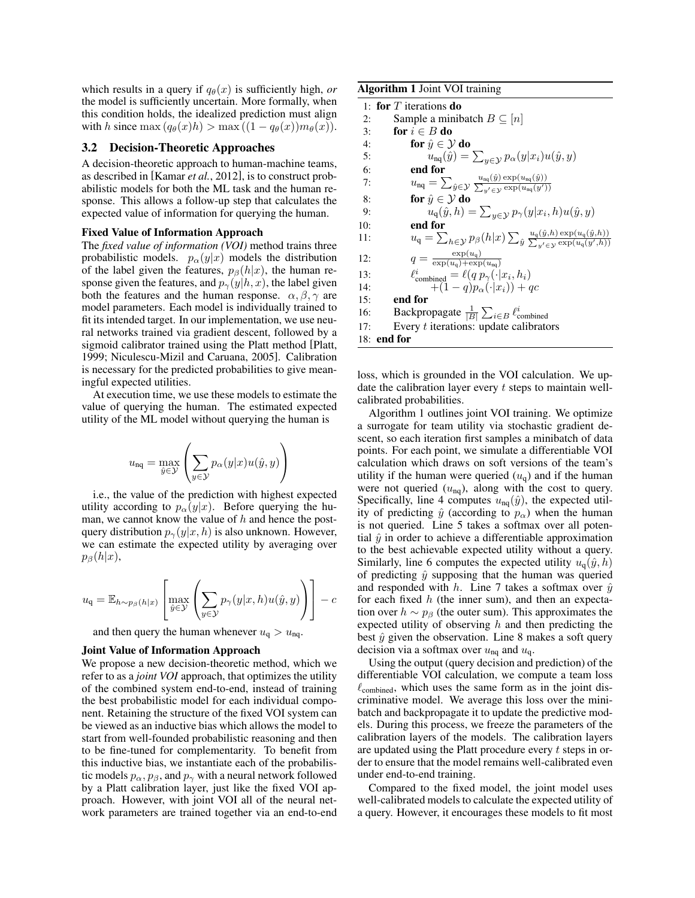which results in a query if $q_\theta(x)$ is sufficiently high, *or* the model is sufficiently uncertain. More formally, when this condition holds, the idealized prediction must align with $h$ since $\max(q_\theta(x)h) > \max((1-q_\theta(x))m_\theta(x))$.

### 3.2 Decision-Theoretic Approaches

A decision-theoretic approach to human-machine teams, as described in [Kamar *et al.*, 2012], is to construct probabilistic models for both the ML task and the human response. This allows a follow-up step that calculates the expected value of information for querying the human.

**Fixed Value of Information Approach**

The *fixed value of information (VOI)* method trains three probabilistic models. $p_\alpha(y|x)$ models the distribution of the label given the features, $p_\beta(h|x)$, the human response given the features, and $p_\gamma(y|h,x)$, the label given both the features and the human response. $\alpha, \beta, \gamma$ are model parameters. Each model is individually trained to fit its intended target. In our implementation, we use neural networks trained via gradient descent, followed by a sigmoid calibrator trained using the Platt method [Platt, 1999; Niculescu-Mizil and Caruana, 2005]. Calibration is necessary for the predicted probabilities to give meaningful expected utilities.

At execution time, we use these models to estimate the value of querying the human. The estimated expected utility of the ML model without querying the human is

$$u_{\text{nq}} = \max_{\hat{y}\in\mathcal{Y}}\left(\sum_{y\in\mathcal{Y}} p_\alpha(y|x)u(\hat{y},y)\right)$$

i.e., the value of the prediction with highest expected utility according to $p_\alpha(y|x)$. Before querying the human, we cannot know the value of $h$ and hence the post-query distribution $p_\gamma(y|x,h)$ is also unknown. However, we can estimate the expected utility by averaging over $p_\beta(h|x)$,

$$u_{\text{q}} = \mathbb{E}_{h\sim p_\beta(h|x)}\left[\max_{\hat{y}\in\mathcal{Y}}\left(\sum_{y\in\mathcal{Y}} p_\gamma(y|x,h)u(\hat{y},y)\right)\right] - c$$

and then query the human whenever $u_{\text{q}} > u_{\text{nq}}$.

**Joint Value of Information Approach**

We propose a new decision-theoretic method, which we refer to as a *joint VOI* approach, that optimizes the utility of the combined system end-to-end, instead of training the best probabilistic model for each individual component. Retaining the structure of the fixed VOI system can be viewed as an inductive bias which allows the model to start from well-founded probabilistic reasoning and then to be fine-tuned for complementarity. To benefit from this inductive bias, we instantiate each of the probabilistic models $p_\alpha$, $p_\beta$, and $p_\gamma$ with a neural network followed by a Platt calibration layer, just like the fixed VOI approach. However, with joint VOI all of the neural network parameters are trained together via an end-to-end loss, which is grounded in the VOI calculation. We update the calibration layer every $t$ steps to maintain well-calibrated probabilities.

**Algorithm 1** Joint VOI training

```
1:  for T iterations do
2:      Sample a minibatch B ⊆ [n]
3:      for i ∈ B do
4:          for ŷ ∈ Y do
5:              u_nq(ŷ) = Σ_{y∈Y} p_α(y|x_i) u(ŷ, y)
6:          end for
7:          u_nq = Σ_{ŷ∈Y} u_nq(ŷ) exp(u_nq(ŷ)) / Σ_{y'∈Y} exp(u_nq(y'))
8:          for ŷ ∈ Y do
9:              u_q(ŷ, h) = Σ_{y∈Y} p_γ(y|x_i, h) u(ŷ, y)
10:         end for
11:         u_q = Σ_{h∈Y} p_β(h|x) Σ_ŷ u_q(ŷ,h) exp(u_q(ŷ,h)) / Σ_{y'∈Y} exp(u_q(y',h))
12:         q = exp(u_q) / (exp(u_q) + exp(u_nq))
13:         ℓ^i_combined = ℓ(q p_γ(·|x_i, h_i)
14:                        + (1 − q) p_α(·|x_i)) + qc
15:     end for
16:     Backpropagate (1/|B|) Σ_{i∈B} ℓ^i_combined
17:     Every t iterations: update calibrators
18: end for
```

Algorithm 1 outlines joint VOI training. We optimize a surrogate for team utility via stochastic gradient descent, so each iteration first samples a minibatch of data points. For each point, we simulate a differentiable VOI calculation which draws on soft versions of the team's utility if the human were queried ($u_{\text{q}}$) and if the human were not queried ($u_{\text{nq}}$), along with the cost to query. Specifically, line 4 computes $u_{\text{nq}}(\hat{y})$, the expected utility of predicting $\hat{y}$ (according to $p_\alpha$) when the human is not queried. Line 5 takes a softmax over all potential $\hat{y}$ in order to achieve a differentiable approximation to the best achievable expected utility without a query. Similarly, line 6 computes the expected utility $u_{\text{q}}(\hat{y},h)$ of predicting $\hat{y}$ supposing that the human was queried and responded with $h$. Line 7 takes a softmax over $\hat{y}$ for each fixed $h$ (the inner sum), and then an expectation over $h \sim p_\beta$ (the outer sum). This approximates the expected utility of observing $h$ and then predicting the best $\hat{y}$ given the observation. Line 8 makes a soft query decision via a softmax over $u_{\text{nq}}$ and $u_{\text{q}}$.

Using the output (query decision and prediction) of the differentiable VOI calculation, we compute a team loss $\ell_{\text{combined}}$, which uses the same form as in the joint discriminative model. We average this loss over the minibatch and backpropagate it to update the predictive models. During this process, we freeze the parameters of the calibration layers of the models. The calibration layers are updated using the Platt procedure every $t$ steps in order to ensure that the model remains well-calibrated even under end-to-end training.

Compared to the fixed model, the joint model uses well-calibrated models to calculate the expected utility of a query. However, it encourages these models to fit most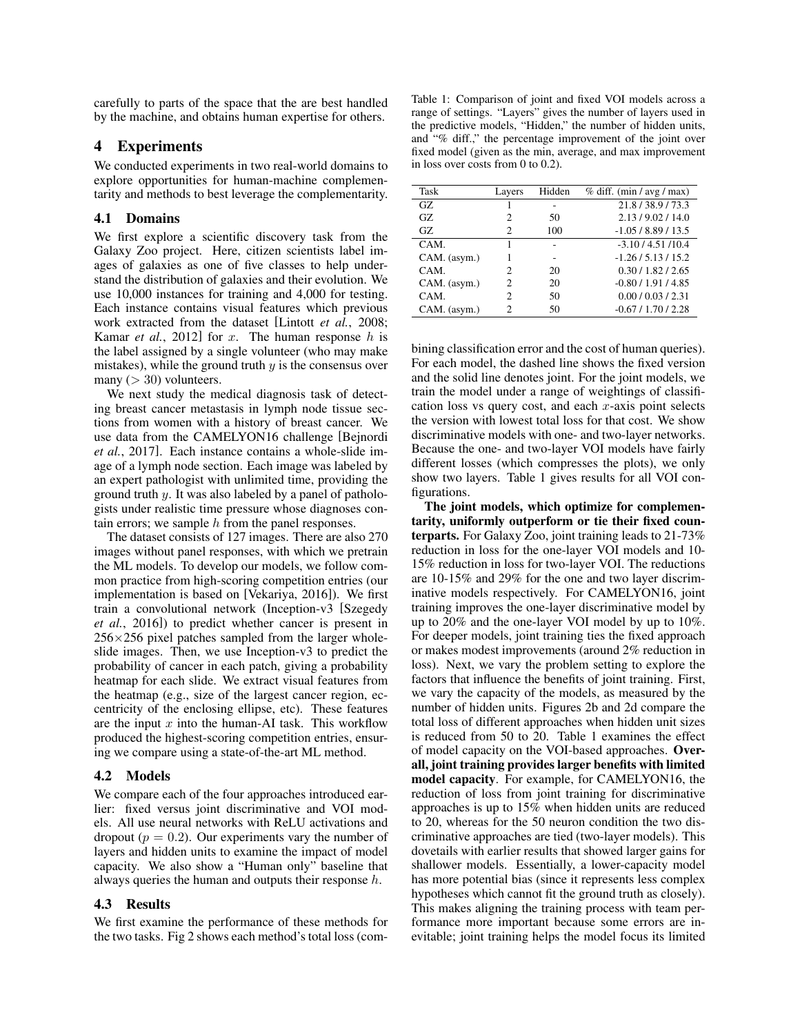carefully to parts of the space that the are best handled by the machine, and obtains human expertise for others.

## 4 Experiments

We conducted experiments in two real-world domains to explore opportunities for human-machine complementarity and methods to best leverage the complementarity.

### 4.1 Domains

We first explore a scientific discovery task from the Galaxy Zoo project. Here, citizen scientists label images of galaxies as one of five classes to help understand the distribution of galaxies and their evolution. We use 10,000 instances for training and 4,000 for testing. Each instance contains visual features which previous work extracted from the dataset [Lintott *et al.*, 2008; Kamar *et al.*, 2012] for $x$. The human response $h$ is the label assigned by a single volunteer (who may make mistakes), while the ground truth $y$ is the consensus over many ($> 30$) volunteers.

We next study the medical diagnosis task of detecting breast cancer metastasis in lymph node tissue sections from women with a history of breast cancer. We use data from the CAMELYON16 challenge [Bejnordi *et al.*, 2017]. Each instance contains a whole-slide image of a lymph node section. Each image was labeled by an expert pathologist with unlimited time, providing the ground truth $y$. It was also labeled by a panel of pathologists under realistic time pressure whose diagnoses contain errors; we sample $h$ from the panel responses.

The dataset consists of 127 images. There are also 270 images without panel responses, with which we pretrain the ML models. To develop our models, we follow common practice from high-scoring competition entries (our implementation is based on [Vekariya, 2016]). We first train a convolutional network (Inception-v3 [Szegedy *et al.*, 2016]) to predict whether cancer is present in $256\times256$ pixel patches sampled from the larger whole-slide images. Then, we use Inception-v3 to predict the probability of cancer in each patch, giving a probability heatmap for each slide. We extract visual features from the heatmap (e.g., size of the largest cancer region, eccentricity of the enclosing ellipse, etc). These features are the input $x$ into the human-AI task. This workflow produced the highest-scoring competition entries, ensuring we compare using a state-of-the-art ML method.

### 4.2 Models

We compare each of the four approaches introduced earlier: fixed versus joint discriminative and VOI models. All use neural networks with ReLU activations and dropout ($p = 0.2$). Our experiments vary the number of layers and hidden units to examine the impact of model capacity. We also show a "Human only" baseline that always queries the human and outputs their response $h$.

### 4.3 Results

We first examine the performance of these methods for the two tasks. Fig 2 shows each method's total loss (combining classification error and the cost of human queries). For each model, the dashed line shows the fixed version and the solid line denotes joint. For the joint models, we train the model under a range of weightings of classification loss vs query cost, and each $x$-axis point selects the version with lowest total loss for that cost. We show discriminative models with one- and two-layer networks. Because the one- and two-layer VOI models have fairly different losses (which compresses the plots), we only show two layers. Table 1 gives results for all VOI configurations.

Table 1: Comparison of joint and fixed VOI models across a range of settings. "Layers" gives the number of layers used in the predictive models, "Hidden," the number of hidden units, and "% diff.," the percentage improvement of the joint over fixed model (given as the min, average, and max improvement in loss over costs from 0 to 0.2).

| Task | Layers | Hidden | % diff. (min / avg / max) |
|---|---|---|---|
| GZ | 1 | - | 21.8 / 38.9 / 73.3 |
| GZ | 2 | 50 | 2.13 / 9.02 / 14.0 |
| GZ | 2 | 100 | -1.05 / 8.89 / 13.5 |
| CAM. | 1 | - | -3.10 / 4.51 /10.4 |
| CAM. (asym.) | 1 | - | -1.26 / 5.13 / 15.2 |
| CAM. | 2 | 20 | 0.30 / 1.82 / 2.65 |
| CAM. (asym.) | 2 | 20 | -0.80 / 1.91 / 4.85 |
| CAM. | 2 | 50 | 0.00 / 0.03 / 2.31 |
| CAM. (asym.) | 2 | 50 | -0.67 / 1.70 / 2.28 |

**The joint models, which optimize for complementarity, uniformly outperform or tie their fixed counterparts.** For Galaxy Zoo, joint training leads to 21-73% reduction in loss for the one-layer VOI models and 10-15% reduction in loss for two-layer VOI. The reductions are 10-15% and 29% for the one and two layer discriminative models respectively. For CAMELYON16, joint training improves the one-layer discriminative model by up to 20% and the one-layer VOI model by up to 10%. For deeper models, joint training ties the fixed approach or makes modest improvements (around 2% reduction in loss). Next, we vary the problem setting to explore the factors that influence the benefits of joint training. First, we vary the capacity of the models, as measured by the number of hidden units. Figures 2b and 2d compare the total loss of different approaches when hidden unit sizes is reduced from 50 to 20. Table 1 examines the effect of model capacity on the VOI-based approaches. **Overall, joint training provides larger benefits with limited model capacity**. For example, for CAMELYON16, the reduction of loss from joint training for discriminative approaches is up to 15% when hidden units are reduced to 20, whereas for the 50 neuron condition the two discriminative approaches are tied (two-layer models). This dovetails with earlier results that showed larger gains for shallower models. Essentially, a lower-capacity model has more potential bias (since it represents less complex hypotheses which cannot fit the ground truth as closely). This makes aligning the training process with team performance more important because some errors are inevitable; joint training helps the model focus its limited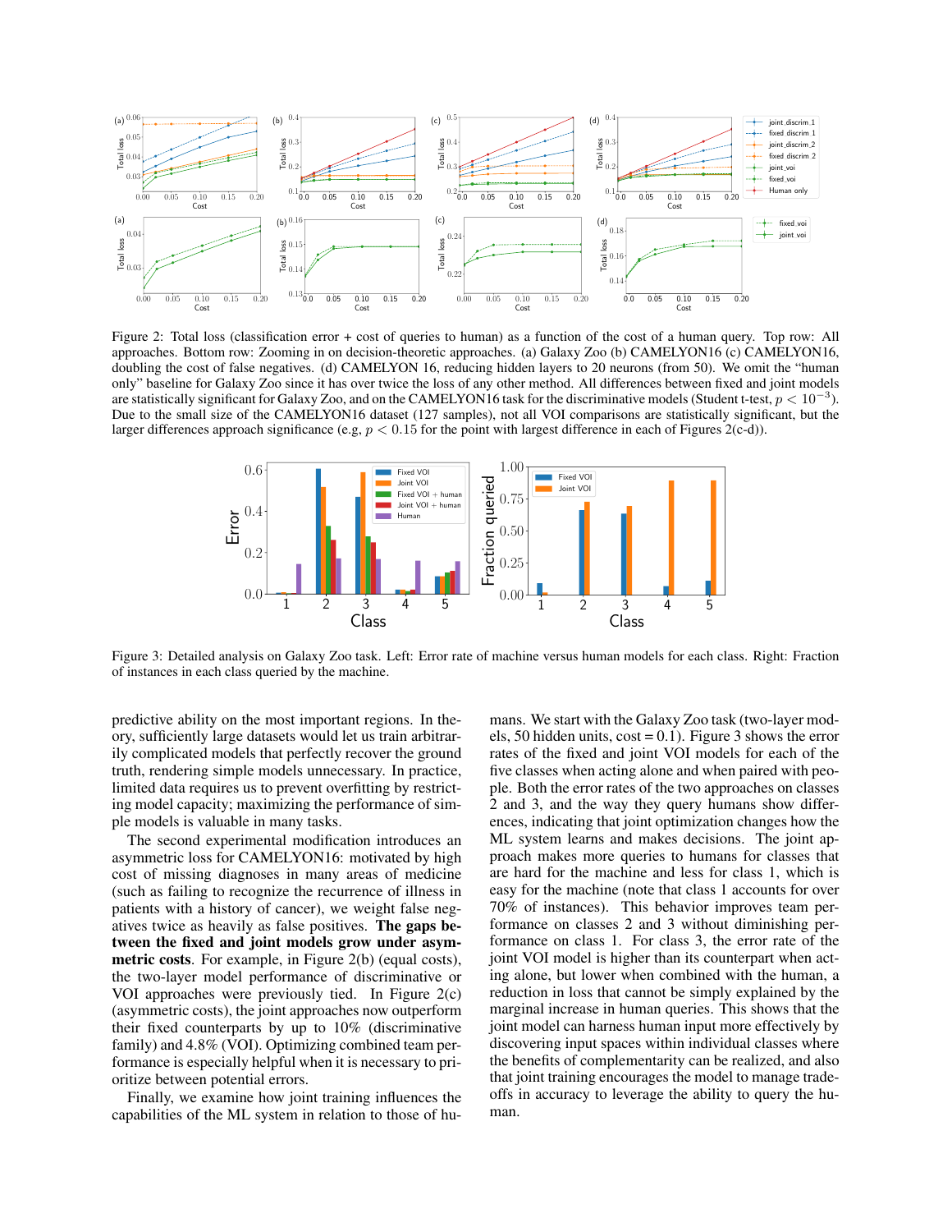Figure 2: Total loss (classification error + cost of queries to human) as a function of the cost of a human query. Top row: All approaches. Bottom row: Zooming in on decision-theoretic approaches. (a) Galaxy Zoo (b) CAMELYON16 (c) CAMELYON16, doubling the cost of false negatives. (d) CAMELYON 16, reducing hidden layers to 20 neurons (from 50). We omit the "human only" baseline for Galaxy Zoo since it has over twice the loss of any other method. All differences between fixed and joint models are statistically significant for Galaxy Zoo, and on the CAMELYON16 task for the discriminative models (Student t-test, $p < 10^{-3}$). Due to the small size of the CAMELYON16 dataset (127 samples), not all VOI comparisons are statistically significant, but the larger differences approach significance (e.g, $p < 0.15$ for the point with largest difference in each of Figures 2(c-d)).

Figure 3: Detailed analysis on Galaxy Zoo task. Left: Error rate of machine versus human models for each class. Right: Fraction of instances in each class queried by the machine.

predictive ability on the most important regions. In theory, sufficiently large datasets would let us train arbitrarily complicated models that perfectly recover the ground truth, rendering simple models unnecessary. In practice, limited data requires us to prevent overfitting by restricting model capacity; maximizing the performance of simple models is valuable in many tasks.

The second experimental modification introduces an asymmetric loss for CAMELYON16: motivated by high cost of missing diagnoses in many areas of medicine (such as failing to recognize the recurrence of illness in patients with a history of cancer), we weight false negatives twice as heavily as false positives. **The gaps between the fixed and joint models grow under asymmetric costs**. For example, in Figure 2(b) (equal costs), the two-layer model performance of discriminative or VOI approaches were previously tied. In Figure 2(c) (asymmetric costs), the joint approaches now outperform their fixed counterparts by up to 10% (discriminative family) and 4.8% (VOI). Optimizing combined team performance is especially helpful when it is necessary to prioritize between potential errors.

Finally, we examine how joint training influences the capabilities of the ML system in relation to those of humans. We start with the Galaxy Zoo task (two-layer models, 50 hidden units, cost = 0.1). Figure 3 shows the error rates of the fixed and joint VOI models for each of the five classes when acting alone and when paired with people. Both the error rates of the two approaches on classes 2 and 3, and the way they query humans show differences, indicating that joint optimization changes how the ML system learns and makes decisions. The joint approach makes more queries to humans for classes that are hard for the machine and less for class 1, which is easy for the machine (note that class 1 accounts for over 70% of instances). This behavior improves team performance on classes 2 and 3 without diminishing performance on class 1. For class 3, the error rate of the joint VOI model is higher than its counterpart when acting alone, but lower when combined with the human, a reduction in loss that cannot be simply explained by the marginal increase in human queries. This shows that the joint model can harness human input more effectively by discovering input spaces within individual classes where the benefits of complementarity can be realized, and also that joint training encourages the model to manage tradeoffs in accuracy to leverage the ability to query the human.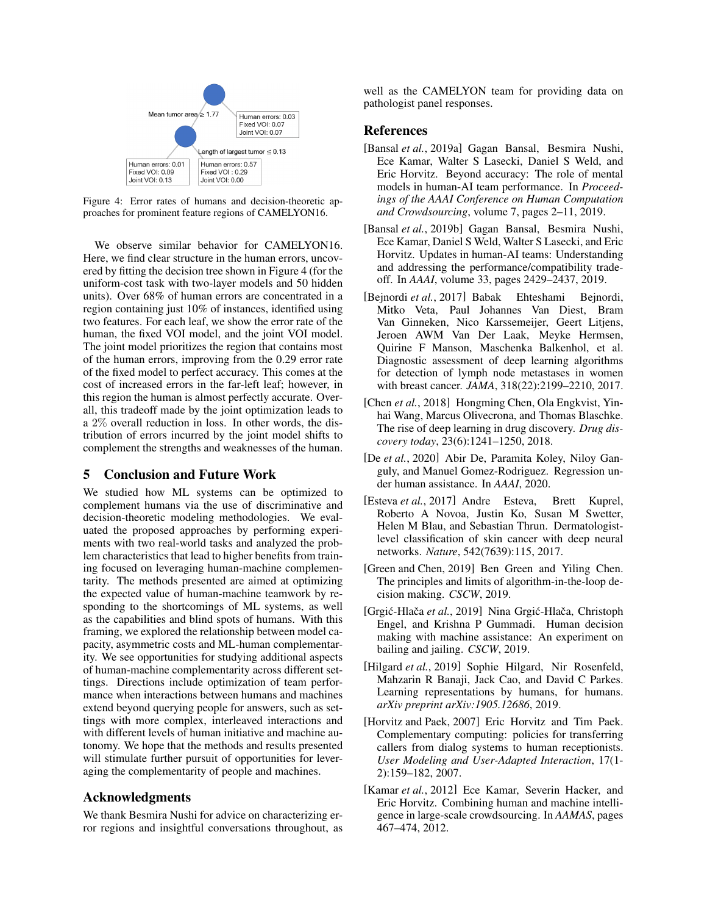Mean tumor area ≥ 1.77

Human errors: 0.03
Fixed VOI: 0.07
Joint VOI: 0.07

Length of largest tumor ≤ 0.13

Human errors: 0.01
Fixed VOI: 0.09
Joint VOI: 0.13

Human errors: 0.57
Fixed VOI : 0.29
Joint VOI: 0.00

Figure 4: Error rates of humans and decision-theoretic approaches for prominent feature regions of CAMELYON16.

We observe similar behavior for CAMELYON16. Here, we find clear structure in the human errors, uncovered by fitting the decision tree shown in Figure 4 (for the uniform-cost task with two-layer models and 50 hidden units). Over 68% of human errors are concentrated in a region containing just 10% of instances, identified using two features. For each leaf, we show the error rate of the human, the fixed VOI model, and the joint VOI model. The joint model prioritizes the region that contains most of the human errors, improving from the 0.29 error rate of the fixed model to perfect accuracy. This comes at the cost of increased errors in the far-left leaf; however, in this region the human is almost perfectly accurate. Overall, this tradeoff made by the joint optimization leads to a 2% overall reduction in loss. In other words, the distribution of errors incurred by the joint model shifts to complement the strengths and weaknesses of the human.

## 5 Conclusion and Future Work

We studied how ML systems can be optimized to complement humans via the use of discriminative and decision-theoretic modeling methodologies. We evaluated the proposed approaches by performing experiments with two real-world tasks and analyzed the problem characteristics that lead to higher benefits from training focused on leveraging human-machine complementarity. The methods presented are aimed at optimizing the expected value of human-machine teamwork by responding to the shortcomings of ML systems, as well as the capabilities and blind spots of humans. With this framing, we explored the relationship between model capacity, asymmetric costs and ML-human complementarity. We see opportunities for studying additional aspects of human-machine complementarity across different settings. Directions include optimization of team performance when interactions between humans and machines extend beyond querying people for answers, such as settings with more complex, interleaved interactions and with different levels of human initiative and machine autonomy. We hope that the methods and results presented will stimulate further pursuit of opportunities for leveraging the complementarity of people and machines.

## Acknowledgments

We thank Besmira Nushi for advice on characterizing error regions and insightful conversations throughout, as well as the CAMELYON team for providing data on pathologist panel responses.

## References

[Bansal *et al.*, 2019a] Gagan Bansal, Besmira Nushi, Ece Kamar, Walter S Lasecki, Daniel S Weld, and Eric Horvitz. Beyond accuracy: The role of mental models in human-AI team performance. In *Proceedings of the AAAI Conference on Human Computation and Crowdsourcing*, volume 7, pages 2–11, 2019.

[Bansal *et al.*, 2019b] Gagan Bansal, Besmira Nushi, Ece Kamar, Daniel S Weld, Walter S Lasecki, and Eric Horvitz. Updates in human-AI teams: Understanding and addressing the performance/compatibility tradeoff. In *AAAI*, volume 33, pages 2429–2437, 2019.

[Bejnordi *et al.*, 2017] Babak Ehteshami Bejnordi, Mitko Veta, Paul Johannes Van Diest, Bram Van Ginneken, Nico Karssemeijer, Geert Litjens, Jeroen AWM Van Der Laak, Meyke Hermsen, Quirine F Manson, Maschenka Balkenhol, et al. Diagnostic assessment of deep learning algorithms for detection of lymph node metastases in women with breast cancer. *JAMA*, 318(22):2199–2210, 2017.

[Chen *et al.*, 2018] Hongming Chen, Ola Engkvist, Yinhai Wang, Marcus Olivecrona, and Thomas Blaschke. The rise of deep learning in drug discovery. *Drug discovery today*, 23(6):1241–1250, 2018.

[De *et al.*, 2020] Abir De, Paramita Koley, Niloy Ganguly, and Manuel Gomez-Rodriguez. Regression under human assistance. In *AAAI*, 2020.

[Esteva *et al.*, 2017] Andre Esteva, Brett Kuprel, Roberto A Novoa, Justin Ko, Susan M Swetter, Helen M Blau, and Sebastian Thrun. Dermatologist-level classification of skin cancer with deep neural networks. *Nature*, 542(7639):115, 2017.

[Green and Chen, 2019] Ben Green and Yiling Chen. The principles and limits of algorithm-in-the-loop decision making. *CSCW*, 2019.

[Grgić-Hlača *et al.*, 2019] Nina Grgić-Hlača, Christoph Engel, and Krishna P Gummadi. Human decision making with machine assistance: An experiment on bailing and jailing. *CSCW*, 2019.

[Hilgard *et al.*, 2019] Sophie Hilgard, Nir Rosenfeld, Mahzarin R Banaji, Jack Cao, and David C Parkes. Learning representations by humans, for humans. *arXiv preprint arXiv:1905.12686*, 2019.

[Horvitz and Paek, 2007] Eric Horvitz and Tim Paek. Complementary computing: policies for transferring callers from dialog systems to human receptionists. *User Modeling and User-Adapted Interaction*, 17(1-2):159–182, 2007.

[Kamar *et al.*, 2012] Ece Kamar, Severin Hacker, and Eric Horvitz. Combining human and machine intelligence in large-scale crowdsourcing. In *AAMAS*, pages 467–474, 2012.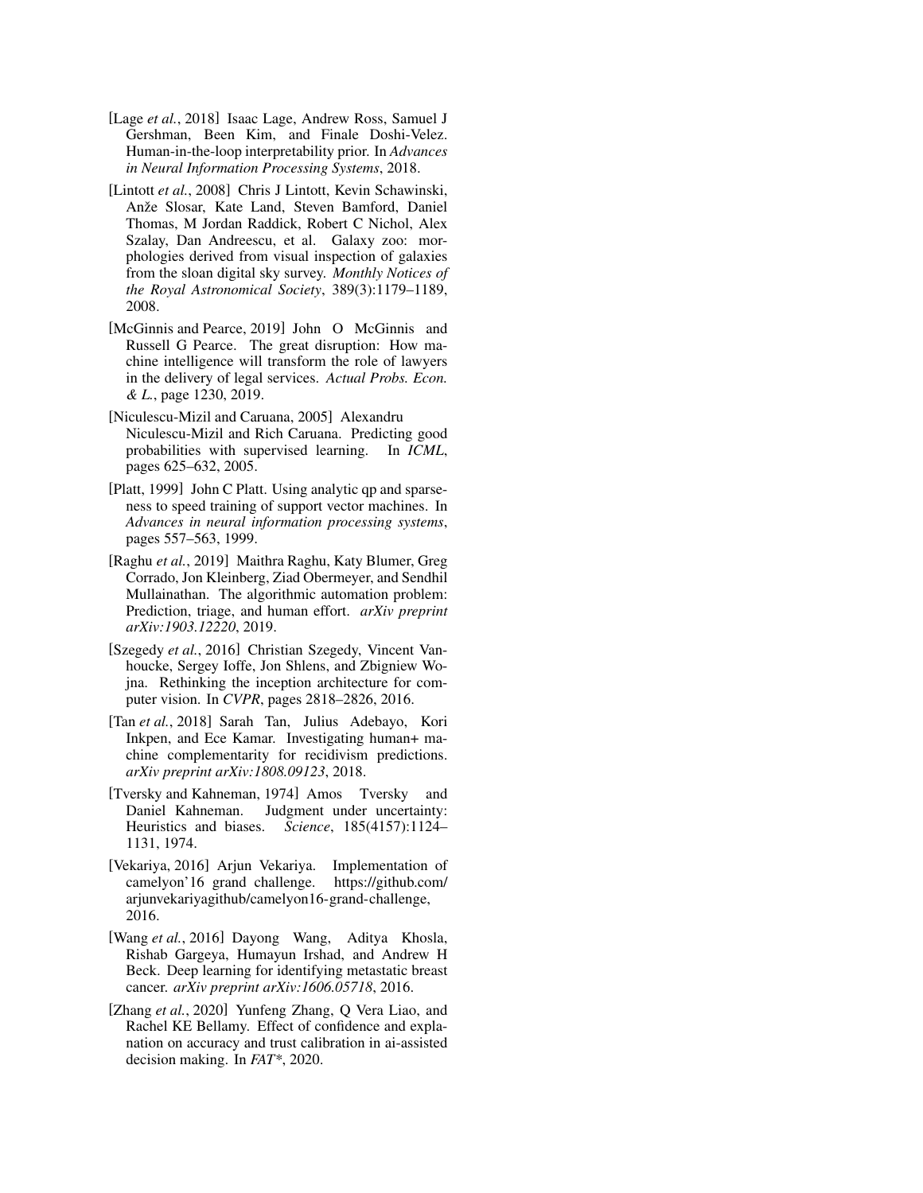[Lage *et al.*, 2018] Isaac Lage, Andrew Ross, Samuel J Gershman, Been Kim, and Finale Doshi-Velez. Human-in-the-loop interpretability prior. In *Advances in Neural Information Processing Systems*, 2018.

[Lintott *et al.*, 2008] Chris J Lintott, Kevin Schawinski, Anže Slosar, Kate Land, Steven Bamford, Daniel Thomas, M Jordan Raddick, Robert C Nichol, Alex Szalay, Dan Andreescu, et al. Galaxy zoo: morphologies derived from visual inspection of galaxies from the sloan digital sky survey. *Monthly Notices of the Royal Astronomical Society*, 389(3):1179–1189, 2008.

[McGinnis and Pearce, 2019] John O McGinnis and Russell G Pearce. The great disruption: How machine intelligence will transform the role of lawyers in the delivery of legal services. *Actual Probs. Econ. & L.*, page 1230, 2019.

[Niculescu-Mizil and Caruana, 2005] Alexandru Niculescu-Mizil and Rich Caruana. Predicting good probabilities with supervised learning. In *ICML*, pages 625–632, 2005.

[Platt, 1999] John C Platt. Using analytic qp and sparseness to speed training of support vector machines. In *Advances in neural information processing systems*, pages 557–563, 1999.

[Raghu *et al.*, 2019] Maithra Raghu, Katy Blumer, Greg Corrado, Jon Kleinberg, Ziad Obermeyer, and Sendhil Mullainathan. The algorithmic automation problem: Prediction, triage, and human effort. *arXiv preprint arXiv:1903.12220*, 2019.

[Szegedy *et al.*, 2016] Christian Szegedy, Vincent Vanhoucke, Sergey Ioffe, Jon Shlens, and Zbigniew Wojna. Rethinking the inception architecture for computer vision. In *CVPR*, pages 2818–2826, 2016.

[Tan *et al.*, 2018] Sarah Tan, Julius Adebayo, Kori Inkpen, and Ece Kamar. Investigating human+ machine complementarity for recidivism predictions. *arXiv preprint arXiv:1808.09123*, 2018.

[Tversky and Kahneman, 1974] Amos Tversky and Daniel Kahneman. Judgment under uncertainty: Heuristics and biases. *Science*, 185(4157):1124–1131, 1974.

[Vekariya, 2016] Arjun Vekariya. Implementation of camelyon'16 grand challenge. https://github.com/arjunvekariyagithub/camelyon16-grand-challenge, 2016.

[Wang *et al.*, 2016] Dayong Wang, Aditya Khosla, Rishab Gargeya, Humayun Irshad, and Andrew H Beck. Deep learning for identifying metastatic breast cancer. *arXiv preprint arXiv:1606.05718*, 2016.

[Zhang *et al.*, 2020] Yunfeng Zhang, Q Vera Liao, and Rachel KE Bellamy. Effect of confidence and explanation on accuracy and trust calibration in ai-assisted decision making. In *FAT\**, 2020.